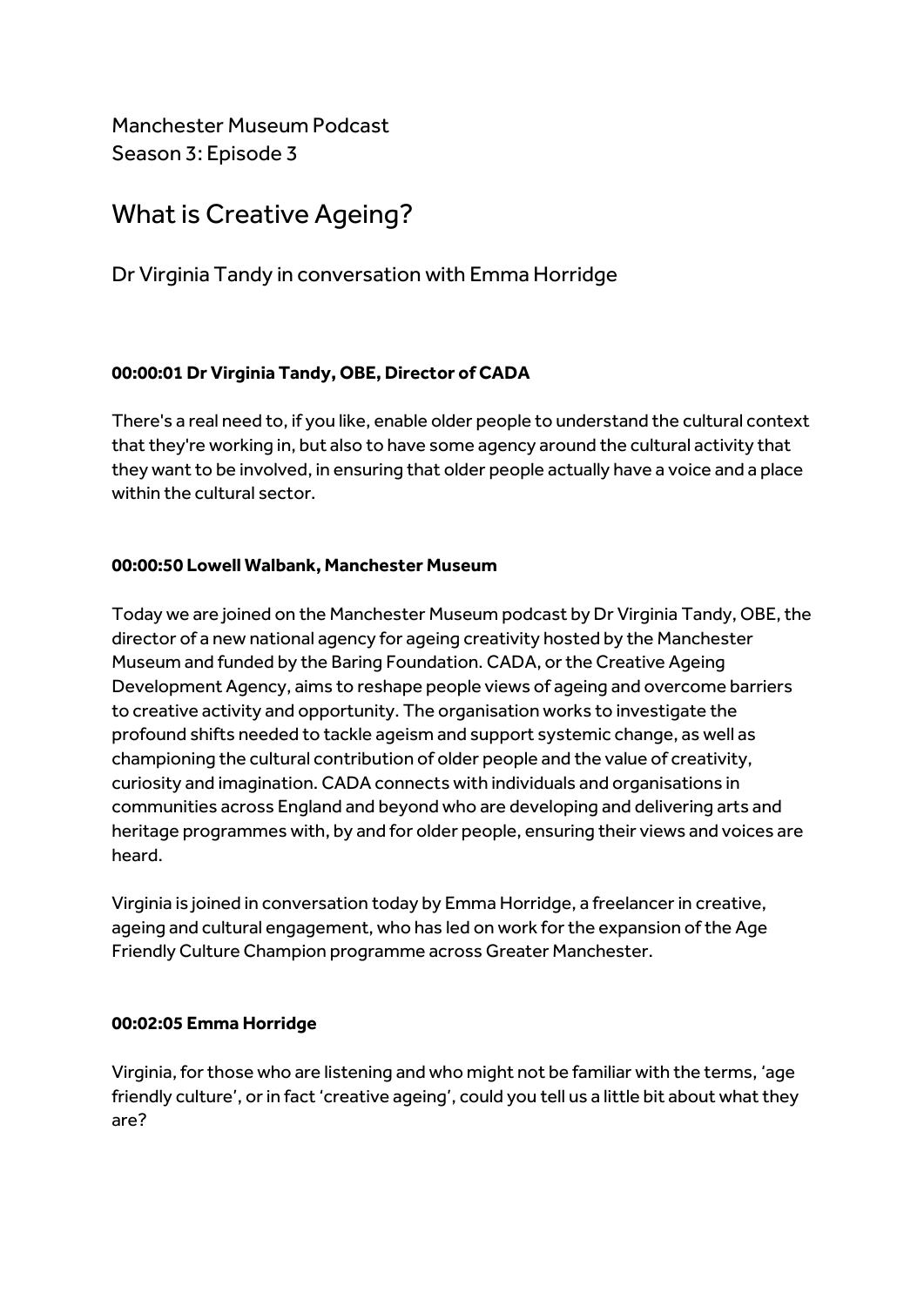Manchester Museum Podcast
Season 3: Episode 3

# What is Creative Ageing?

Dr Virginia Tandy in conversation with Emma Horridge

**00:00:01 Dr Virginia Tandy, OBE, Director of CADA**

There's a real need to, if you like, enable older people to understand the cultural context that they're working in, but also to have some agency around the cultural activity that they want to be involved, in ensuring that older people actually have a voice and a place within the cultural sector.

**00:00:50 Lowell Walbank, Manchester Museum**

Today we are joined on the Manchester Museum podcast by Dr Virginia Tandy, OBE, the director of a new national agency for ageing creativity hosted by the Manchester Museum and funded by the Baring Foundation. CADA, or the Creative Ageing Development Agency, aims to reshape people views of ageing and overcome barriers to creative activity and opportunity. The organisation works to investigate the profound shifts needed to tackle ageism and support systemic change, as well as championing the cultural contribution of older people and the value of creativity, curiosity and imagination. CADA connects with individuals and organisations in communities across England and beyond who are developing and delivering arts and heritage programmes with, by and for older people, ensuring their views and voices are heard.

Virginia is joined in conversation today by Emma Horridge, a freelancer in creative, ageing and cultural engagement, who has led on work for the expansion of the Age Friendly Culture Champion programme across Greater Manchester.

**00:02:05 Emma Horridge**

Virginia, for those who are listening and who might not be familiar with the terms, 'age friendly culture', or in fact 'creative ageing', could you tell us a little bit about what they are?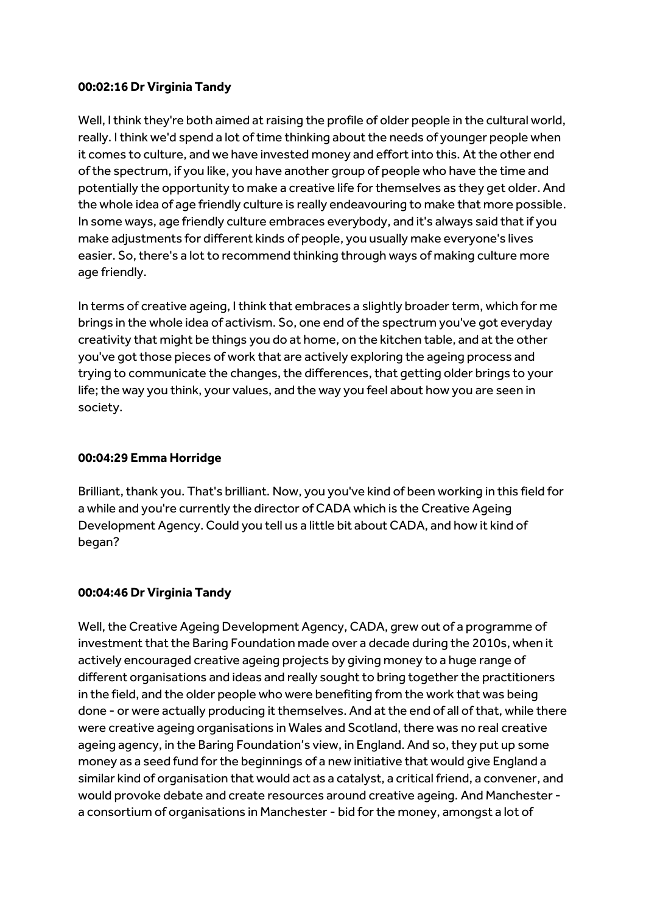**00:02:16 Dr Virginia Tandy**

Well, I think they're both aimed at raising the profile of older people in the cultural world, really. I think we'd spend a lot of time thinking about the needs of younger people when it comes to culture, and we have invested money and effort into this. At the other end of the spectrum, if you like, you have another group of people who have the time and potentially the opportunity to make a creative life for themselves as they get older. And the whole idea of age friendly culture is really endeavouring to make that more possible. In some ways, age friendly culture embraces everybody, and it's always said that if you make adjustments for different kinds of people, you usually make everyone's lives easier. So, there's a lot to recommend thinking through ways of making culture more age friendly.

In terms of creative ageing, I think that embraces a slightly broader term, which for me brings in the whole idea of activism. So, one end of the spectrum you've got everyday creativity that might be things you do at home, on the kitchen table, and at the other you've got those pieces of work that are actively exploring the ageing process and trying to communicate the changes, the differences, that getting older brings to your life; the way you think, your values, and the way you feel about how you are seen in society.

**00:04:29 Emma Horridge**

Brilliant, thank you. That's brilliant. Now, you you've kind of been working in this field for a while and you're currently the director of CADA which is the Creative Ageing Development Agency. Could you tell us a little bit about CADA, and how it kind of began?

**00:04:46 Dr Virginia Tandy**

Well, the Creative Ageing Development Agency, CADA, grew out of a programme of investment that the Baring Foundation made over a decade during the 2010s, when it actively encouraged creative ageing projects by giving money to a huge range of different organisations and ideas and really sought to bring together the practitioners in the field, and the older people who were benefiting from the work that was being done - or were actually producing it themselves. And at the end of all of that, while there were creative ageing organisations in Wales and Scotland, there was no real creative ageing agency, in the Baring Foundation's view, in England. And so, they put up some money as a seed fund for the beginnings of a new initiative that would give England a similar kind of organisation that would act as a catalyst, a critical friend, a convener, and would provoke debate and create resources around creative ageing. And Manchester - a consortium of organisations in Manchester - bid for the money, amongst a lot of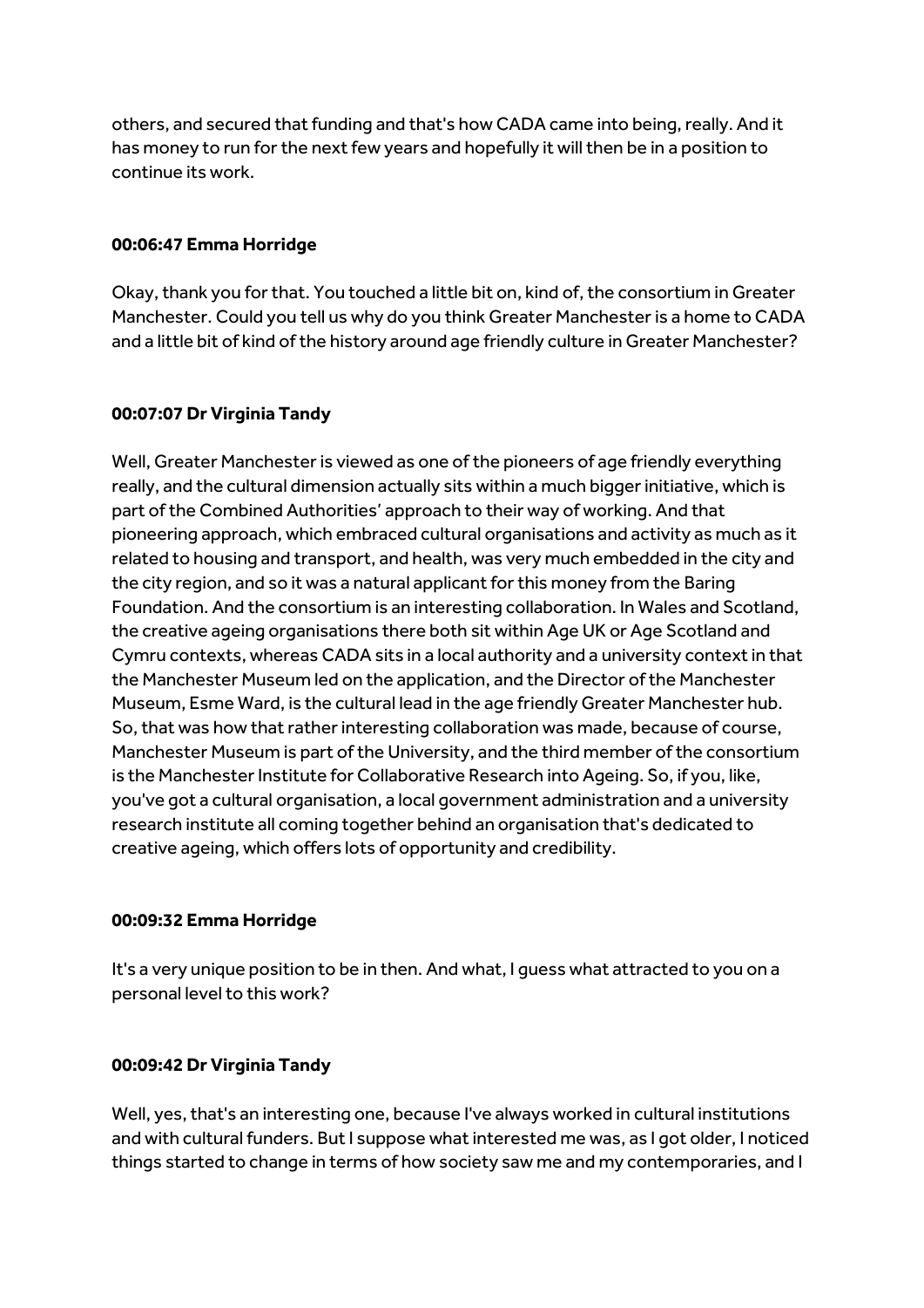others, and secured that funding and that's how CADA came into being, really. And it has money to run for the next few years and hopefully it will then be in a position to continue its work.

**00:06:47 Emma Horridge**

Okay, thank you for that. You touched a little bit on, kind of, the consortium in Greater Manchester. Could you tell us why do you think Greater Manchester is a home to CADA and a little bit of kind of the history around age friendly culture in Greater Manchester?

**00:07:07 Dr Virginia Tandy**

Well, Greater Manchester is viewed as one of the pioneers of age friendly everything really, and the cultural dimension actually sits within a much bigger initiative, which is part of the Combined Authorities' approach to their way of working. And that pioneering approach, which embraced cultural organisations and activity as much as it related to housing and transport, and health, was very much embedded in the city and the city region, and so it was a natural applicant for this money from the Baring Foundation. And the consortium is an interesting collaboration. In Wales and Scotland, the creative ageing organisations there both sit within Age UK or Age Scotland and Cymru contexts, whereas CADA sits in a local authority and a university context in that the Manchester Museum led on the application, and the Director of the Manchester Museum, Esme Ward, is the cultural lead in the age friendly Greater Manchester hub. So, that was how that rather interesting collaboration was made, because of course, Manchester Museum is part of the University, and the third member of the consortium is the Manchester Institute for Collaborative Research into Ageing. So, if you, like, you've got a cultural organisation, a local government administration and a university research institute all coming together behind an organisation that's dedicated to creative ageing, which offers lots of opportunity and credibility.

**00:09:32 Emma Horridge**

It's a very unique position to be in then. And what, I guess what attracted to you on a personal level to this work?

**00:09:42 Dr Virginia Tandy**

Well, yes, that's an interesting one, because I've always worked in cultural institutions and with cultural funders. But I suppose what interested me was, as I got older, I noticed things started to change in terms of how society saw me and my contemporaries, and I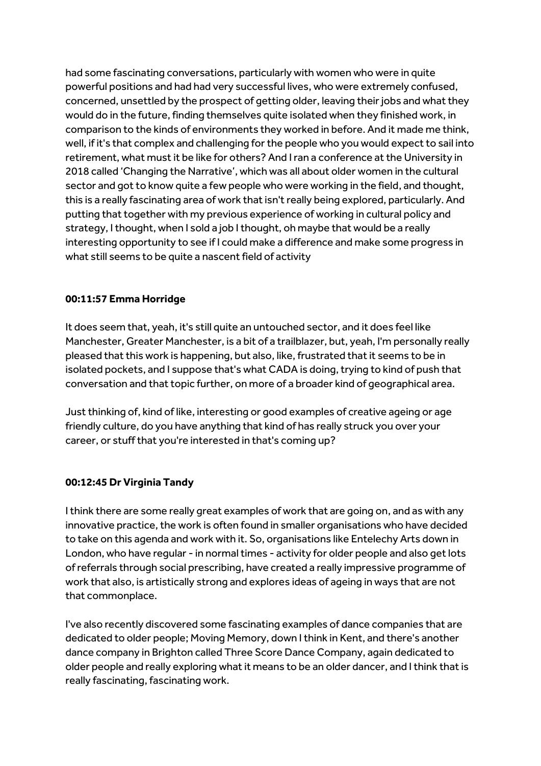had some fascinating conversations, particularly with women who were in quite powerful positions and had had very successful lives, who were extremely confused, concerned, unsettled by the prospect of getting older, leaving their jobs and what they would do in the future, finding themselves quite isolated when they finished work, in comparison to the kinds of environments they worked in before. And it made me think, well, if it's that complex and challenging for the people who you would expect to sail into retirement, what must it be like for others? And I ran a conference at the University in 2018 called 'Changing the Narrative', which was all about older women in the cultural sector and got to know quite a few people who were working in the field, and thought, this is a really fascinating area of work that isn't really being explored, particularly. And putting that together with my previous experience of working in cultural policy and strategy, I thought, when I sold a job I thought, oh maybe that would be a really interesting opportunity to see if I could make a difference and make some progress in what still seems to be quite a nascent field of activity

**00:11:57 Emma Horridge**

It does seem that, yeah, it's still quite an untouched sector, and it does feel like Manchester, Greater Manchester, is a bit of a trailblazer, but, yeah, I'm personally really pleased that this work is happening, but also, like, frustrated that it seems to be in isolated pockets, and I suppose that's what CADA is doing, trying to kind of push that conversation and that topic further, on more of a broader kind of geographical area.

Just thinking of, kind of like, interesting or good examples of creative ageing or age friendly culture, do you have anything that kind of has really struck you over your career, or stuff that you're interested in that's coming up?

**00:12:45 Dr Virginia Tandy**

I think there are some really great examples of work that are going on, and as with any innovative practice, the work is often found in smaller organisations who have decided to take on this agenda and work with it. So, organisations like Entelechy Arts down in London, who have regular - in normal times - activity for older people and also get lots of referrals through social prescribing, have created a really impressive programme of work that also, is artistically strong and explores ideas of ageing in ways that are not that commonplace.

I've also recently discovered some fascinating examples of dance companies that are dedicated to older people; Moving Memory, down I think in Kent, and there's another dance company in Brighton called Three Score Dance Company, again dedicated to older people and really exploring what it means to be an older dancer, and I think that is really fascinating, fascinating work.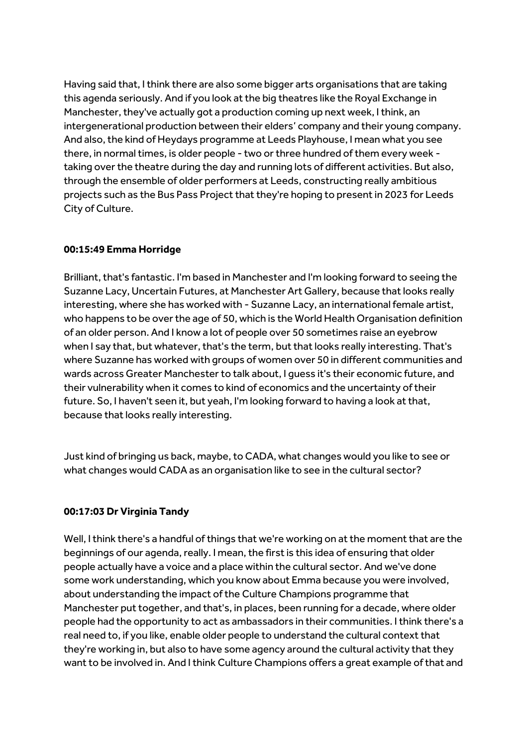Having said that, I think there are also some bigger arts organisations that are taking this agenda seriously. And if you look at the big theatres like the Royal Exchange in Manchester, they've actually got a production coming up next week, I think, an intergenerational production between their elders' company and their young company. And also, the kind of Heydays programme at Leeds Playhouse, I mean what you see there, in normal times, is older people - two or three hundred of them every week - taking over the theatre during the day and running lots of different activities. But also, through the ensemble of older performers at Leeds, constructing really ambitious projects such as the Bus Pass Project that they're hoping to present in 2023 for Leeds City of Culture.

**00:15:49 Emma Horridge**

Brilliant, that's fantastic. I'm based in Manchester and I'm looking forward to seeing the Suzanne Lacy, Uncertain Futures, at Manchester Art Gallery, because that looks really interesting, where she has worked with - Suzanne Lacy, an international female artist, who happens to be over the age of 50, which is the World Health Organisation definition of an older person. And I know a lot of people over 50 sometimes raise an eyebrow when I say that, but whatever, that's the term, but that looks really interesting. That's where Suzanne has worked with groups of women over 50 in different communities and wards across Greater Manchester to talk about, I guess it's their economic future, and their vulnerability when it comes to kind of economics and the uncertainty of their future. So, I haven't seen it, but yeah, I'm looking forward to having a look at that, because that looks really interesting.

Just kind of bringing us back, maybe, to CADA, what changes would you like to see or what changes would CADA as an organisation like to see in the cultural sector?

**00:17:03 Dr Virginia Tandy**

Well, I think there's a handful of things that we're working on at the moment that are the beginnings of our agenda, really. I mean, the first is this idea of ensuring that older people actually have a voice and a place within the cultural sector. And we've done some work understanding, which you know about Emma because you were involved, about understanding the impact of the Culture Champions programme that Manchester put together, and that's, in places, been running for a decade, where older people had the opportunity to act as ambassadors in their communities. I think there's a real need to, if you like, enable older people to understand the cultural context that they're working in, but also to have some agency around the cultural activity that they want to be involved in. And I think Culture Champions offers a great example of that and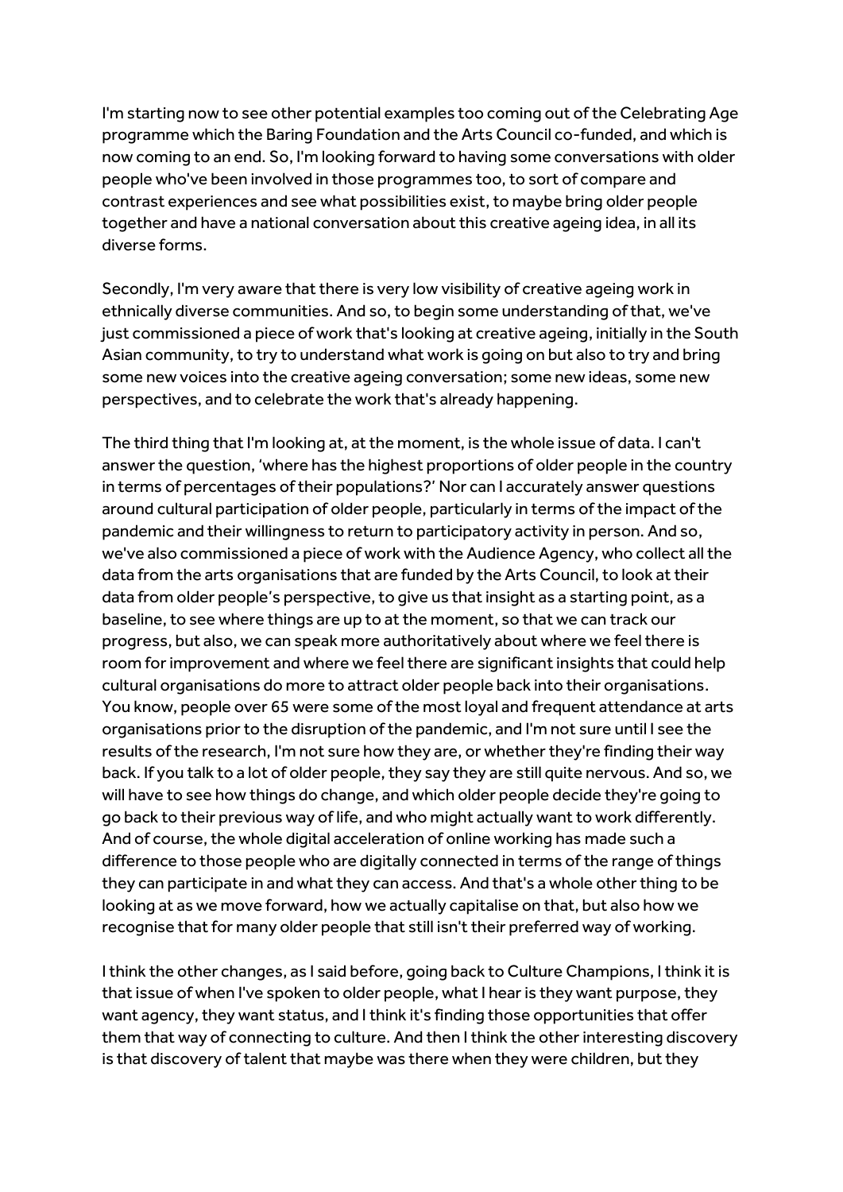I'm starting now to see other potential examples too coming out of the Celebrating Age programme which the Baring Foundation and the Arts Council co-funded, and which is now coming to an end. So, I'm looking forward to having some conversations with older people who've been involved in those programmes too, to sort of compare and contrast experiences and see what possibilities exist, to maybe bring older people together and have a national conversation about this creative ageing idea, in all its diverse forms.

Secondly, I'm very aware that there is very low visibility of creative ageing work in ethnically diverse communities. And so, to begin some understanding of that, we've just commissioned a piece of work that's looking at creative ageing, initially in the South Asian community, to try to understand what work is going on but also to try and bring some new voices into the creative ageing conversation; some new ideas, some new perspectives, and to celebrate the work that's already happening.

The third thing that I'm looking at, at the moment, is the whole issue of data. I can't answer the question, 'where has the highest proportions of older people in the country in terms of percentages of their populations?' Nor can I accurately answer questions around cultural participation of older people, particularly in terms of the impact of the pandemic and their willingness to return to participatory activity in person. And so, we've also commissioned a piece of work with the Audience Agency, who collect all the data from the arts organisations that are funded by the Arts Council, to look at their data from older people's perspective, to give us that insight as a starting point, as a baseline, to see where things are up to at the moment, so that we can track our progress, but also, we can speak more authoritatively about where we feel there is room for improvement and where we feel there are significant insights that could help cultural organisations do more to attract older people back into their organisations. You know, people over 65 were some of the most loyal and frequent attendance at arts organisations prior to the disruption of the pandemic, and I'm not sure until I see the results of the research, I'm not sure how they are, or whether they're finding their way back. If you talk to a lot of older people, they say they are still quite nervous. And so, we will have to see how things do change, and which older people decide they're going to go back to their previous way of life, and who might actually want to work differently. And of course, the whole digital acceleration of online working has made such a difference to those people who are digitally connected in terms of the range of things they can participate in and what they can access. And that's a whole other thing to be looking at as we move forward, how we actually capitalise on that, but also how we recognise that for many older people that still isn't their preferred way of working.

I think the other changes, as I said before, going back to Culture Champions, I think it is that issue of when I've spoken to older people, what I hear is they want purpose, they want agency, they want status, and I think it's finding those opportunities that offer them that way of connecting to culture. And then I think the other interesting discovery is that discovery of talent that maybe was there when they were children, but they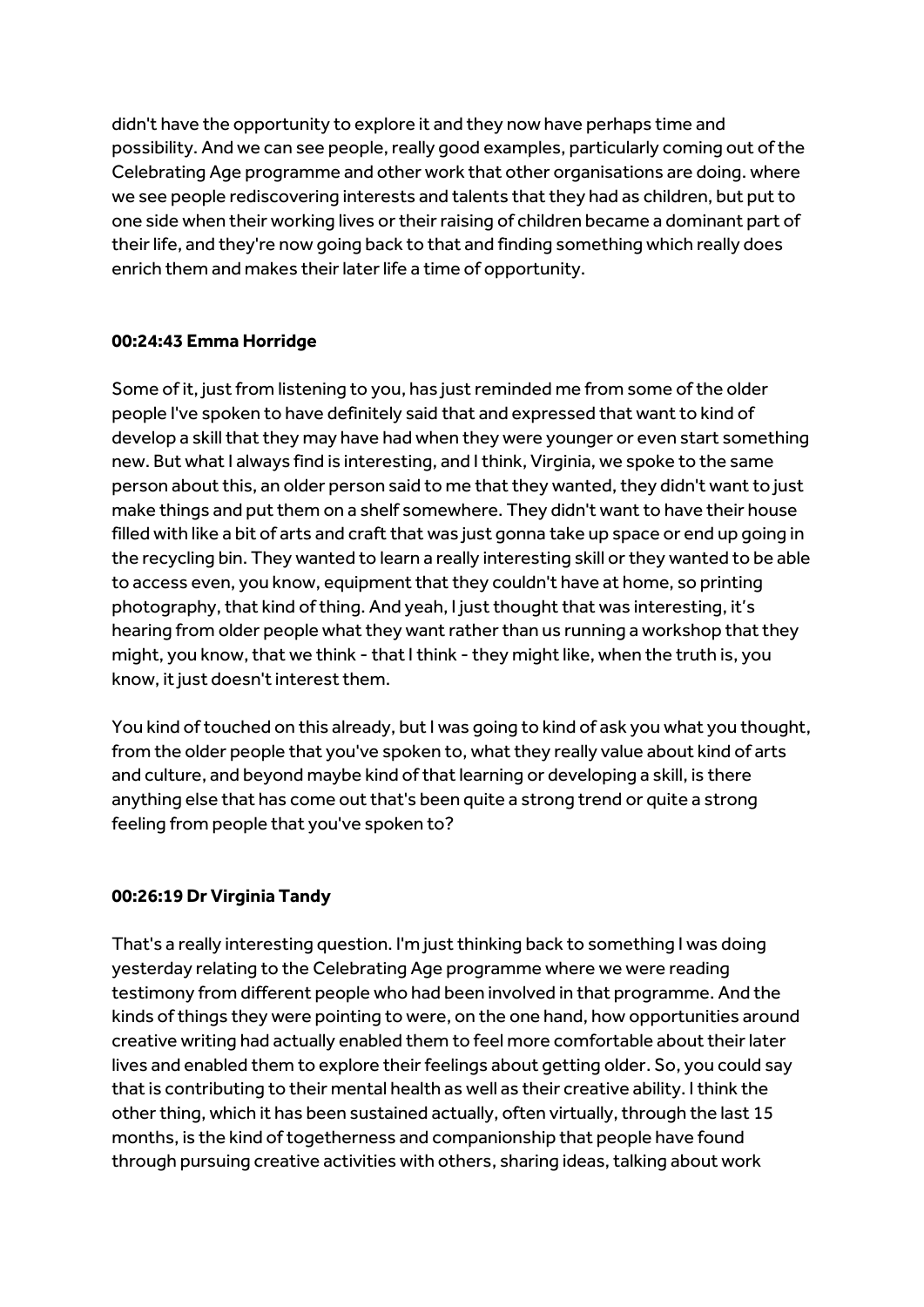didn't have the opportunity to explore it and they now have perhaps time and possibility. And we can see people, really good examples, particularly coming out of the Celebrating Age programme and other work that other organisations are doing. where we see people rediscovering interests and talents that they had as children, but put to one side when their working lives or their raising of children became a dominant part of their life, and they're now going back to that and finding something which really does enrich them and makes their later life a time of opportunity.

**00:24:43 Emma Horridge**

Some of it, just from listening to you, has just reminded me from some of the older people I've spoken to have definitely said that and expressed that want to kind of develop a skill that they may have had when they were younger or even start something new. But what I always find is interesting, and I think, Virginia, we spoke to the same person about this, an older person said to me that they wanted, they didn't want to just make things and put them on a shelf somewhere. They didn't want to have their house filled with like a bit of arts and craft that was just gonna take up space or end up going in the recycling bin. They wanted to learn a really interesting skill or they wanted to be able to access even, you know, equipment that they couldn't have at home, so printing photography, that kind of thing. And yeah, I just thought that was interesting, it's hearing from older people what they want rather than us running a workshop that they might, you know, that we think - that I think - they might like, when the truth is, you know, it just doesn't interest them.

You kind of touched on this already, but I was going to kind of ask you what you thought, from the older people that you've spoken to, what they really value about kind of arts and culture, and beyond maybe kind of that learning or developing a skill, is there anything else that has come out that's been quite a strong trend or quite a strong feeling from people that you've spoken to?

**00:26:19 Dr Virginia Tandy**

That's a really interesting question. I'm just thinking back to something I was doing yesterday relating to the Celebrating Age programme where we were reading testimony from different people who had been involved in that programme. And the kinds of things they were pointing to were, on the one hand, how opportunities around creative writing had actually enabled them to feel more comfortable about their later lives and enabled them to explore their feelings about getting older. So, you could say that is contributing to their mental health as well as their creative ability. I think the other thing, which it has been sustained actually, often virtually, through the last 15 months, is the kind of togetherness and companionship that people have found through pursuing creative activities with others, sharing ideas, talking about work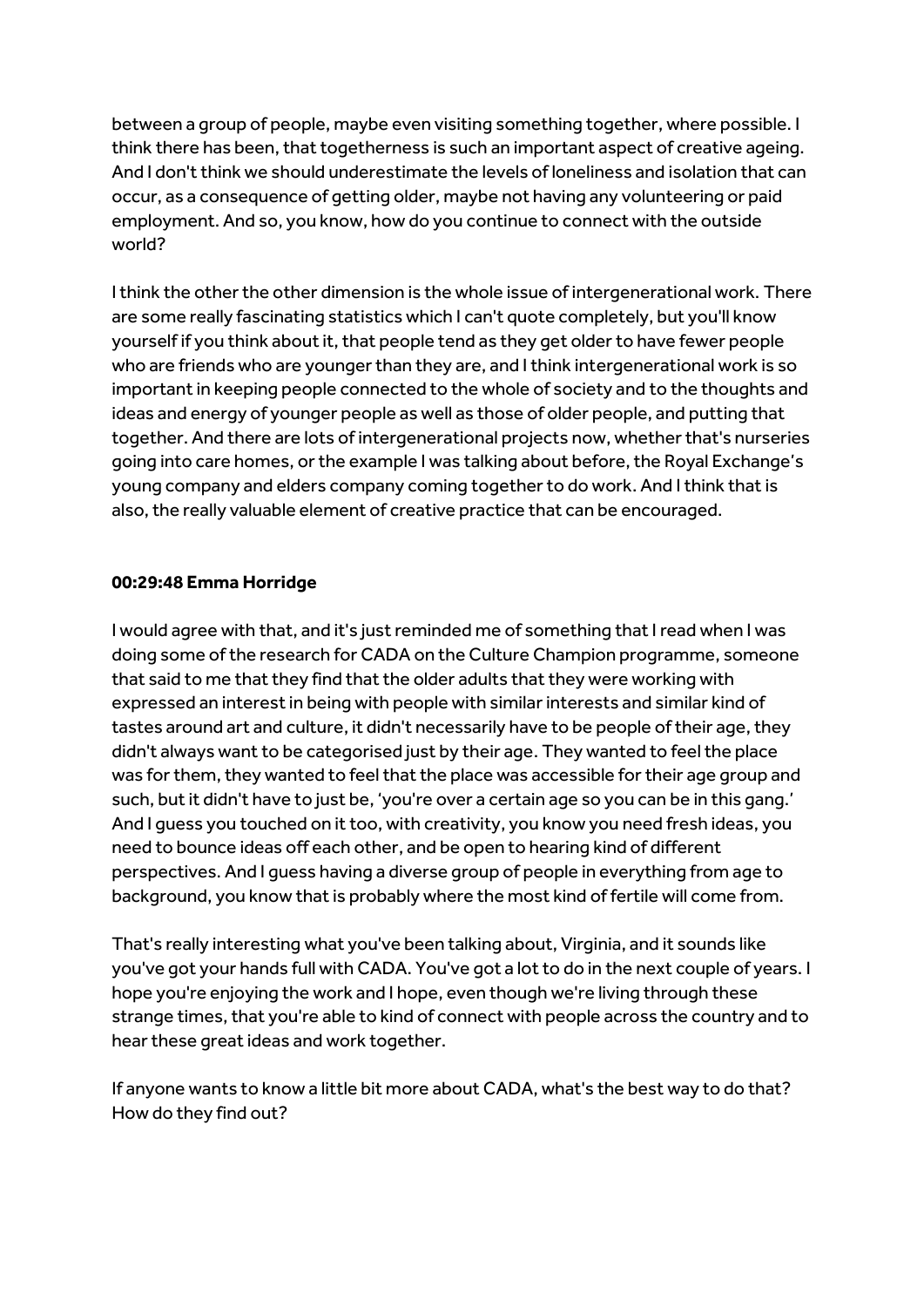between a group of people, maybe even visiting something together, where possible. I think there has been, that togetherness is such an important aspect of creative ageing. And I don't think we should underestimate the levels of loneliness and isolation that can occur, as a consequence of getting older, maybe not having any volunteering or paid employment. And so, you know, how do you continue to connect with the outside world?

I think the other the other dimension is the whole issue of intergenerational work. There are some really fascinating statistics which I can't quote completely, but you'll know yourself if you think about it, that people tend as they get older to have fewer people who are friends who are younger than they are, and I think intergenerational work is so important in keeping people connected to the whole of society and to the thoughts and ideas and energy of younger people as well as those of older people, and putting that together. And there are lots of intergenerational projects now, whether that's nurseries going into care homes, or the example I was talking about before, the Royal Exchange's young company and elders company coming together to do work. And I think that is also, the really valuable element of creative practice that can be encouraged.

**00:29:48 Emma Horridge**

I would agree with that, and it's just reminded me of something that I read when I was doing some of the research for CADA on the Culture Champion programme, someone that said to me that they find that the older adults that they were working with expressed an interest in being with people with similar interests and similar kind of tastes around art and culture, it didn't necessarily have to be people of their age, they didn't always want to be categorised just by their age. They wanted to feel the place was for them, they wanted to feel that the place was accessible for their age group and such, but it didn't have to just be, 'you're over a certain age so you can be in this gang.' And I guess you touched on it too, with creativity, you know you need fresh ideas, you need to bounce ideas off each other, and be open to hearing kind of different perspectives. And I guess having a diverse group of people in everything from age to background, you know that is probably where the most kind of fertile will come from.

That's really interesting what you've been talking about, Virginia, and it sounds like you've got your hands full with CADA. You've got a lot to do in the next couple of years. I hope you're enjoying the work and I hope, even though we're living through these strange times, that you're able to kind of connect with people across the country and to hear these great ideas and work together.

If anyone wants to know a little bit more about CADA, what's the best way to do that? How do they find out?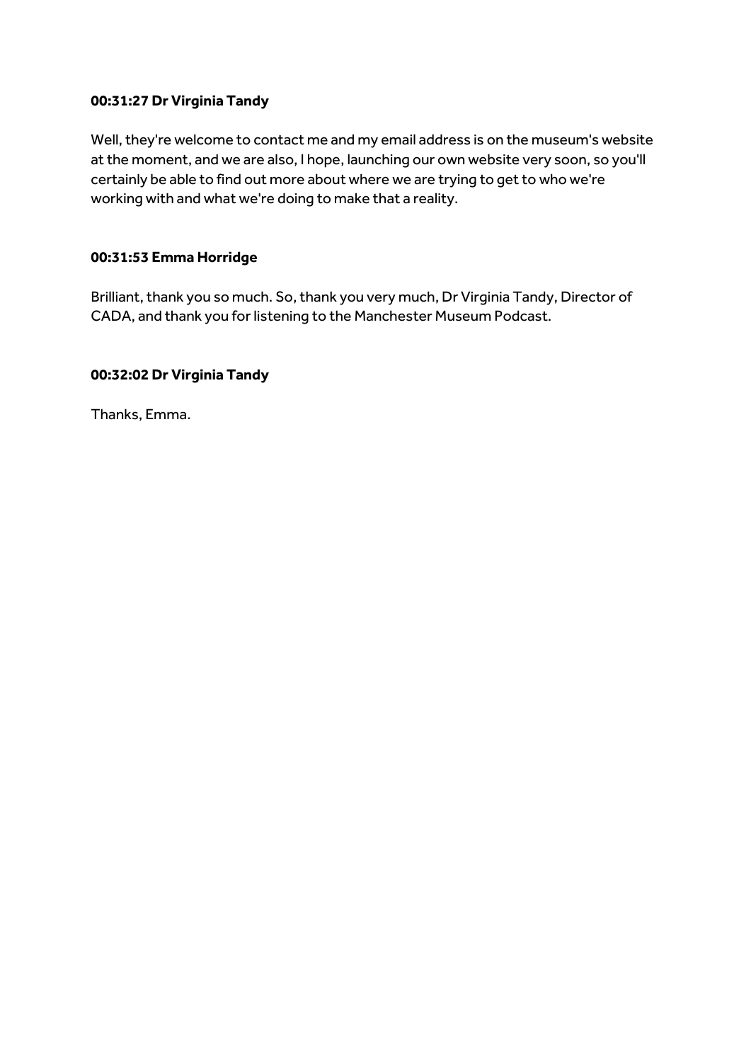**00:31:27 Dr Virginia Tandy**

Well, they're welcome to contact me and my email address is on the museum's website at the moment, and we are also, I hope, launching our own website very soon, so you'll certainly be able to find out more about where we are trying to get to who we're working with and what we're doing to make that a reality.

**00:31:53 Emma Horridge**

Brilliant, thank you so much. So, thank you very much, Dr Virginia Tandy, Director of CADA, and thank you for listening to the Manchester Museum Podcast.

**00:32:02 Dr Virginia Tandy**

Thanks, Emma.